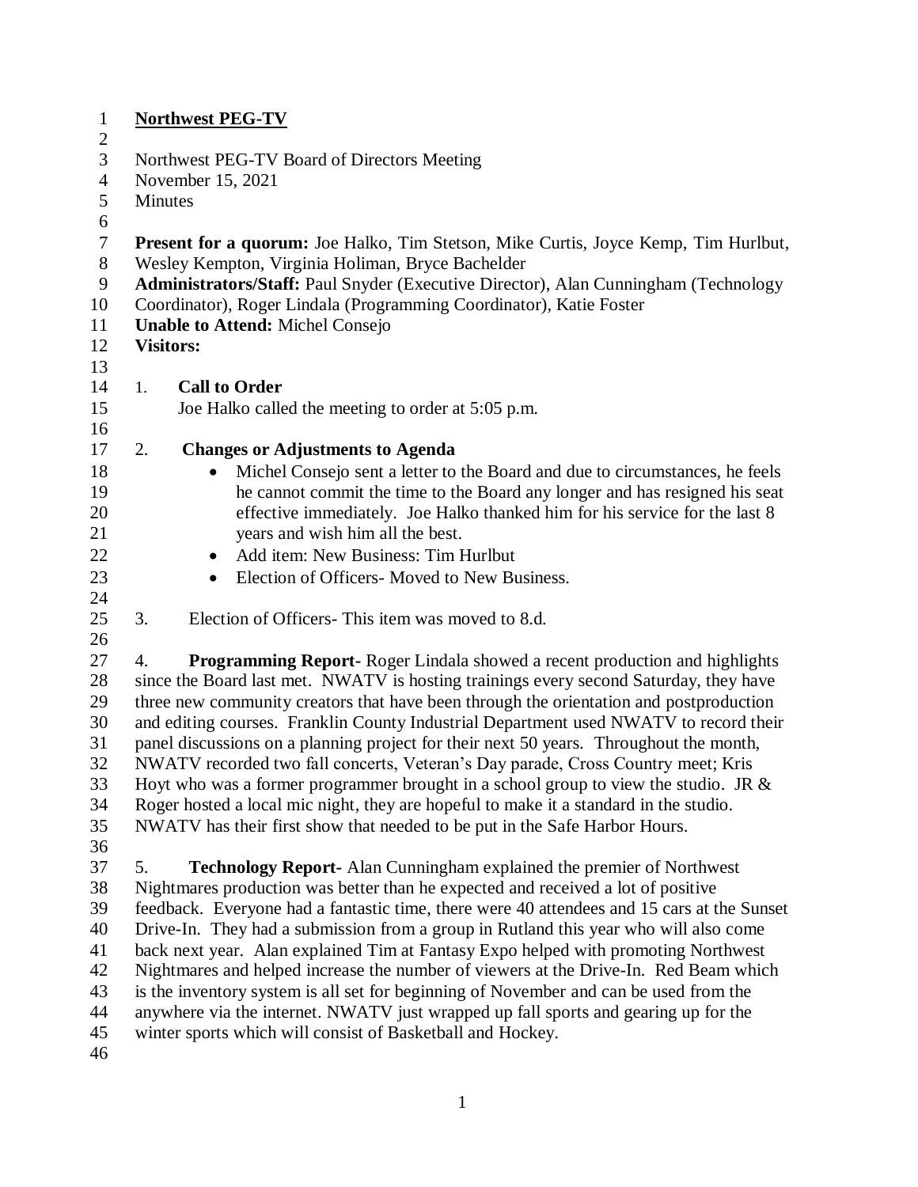**Northwest PEG-TV**

Northwest PEG-TV Board of Directors Meeting
November 15, 2021
Minutes

**Present for a quorum:** Joe Halko, Tim Stetson, Mike Curtis, Joyce Kemp, Tim Hurlbut, Wesley Kempton, Virginia Holiman, Bryce Bachelder
**Administrators/Staff:** Paul Snyder (Executive Director), Alan Cunningham (Technology Coordinator), Roger Lindala (Programming Coordinator), Katie Foster
**Unable to Attend:** Michel Consejo
**Visitors:**

1. **Call to Order**
   Joe Halko called the meeting to order at 5:05 p.m.

2. **Changes or Adjustments to Agenda**
   - Michel Consejo sent a letter to the Board and due to circumstances, he feels he cannot commit the time to the Board any longer and has resigned his seat effective immediately. Joe Halko thanked him for his service for the last 8 years and wish him all the best.
   - Add item: New Business: Tim Hurlbut
   - Election of Officers- Moved to New Business.

3. Election of Officers- This item was moved to 8.d.

4. **Programming Report-** Roger Lindala showed a recent production and highlights since the Board last met. NWATV is hosting trainings every second Saturday, they have three new community creators that have been through the orientation and postproduction and editing courses. Franklin County Industrial Department used NWATV to record their panel discussions on a planning project for their next 50 years. Throughout the month, NWATV recorded two fall concerts, Veteran's Day parade, Cross Country meet; Kris Hoyt who was a former programmer brought in a school group to view the studio. JR & Roger hosted a local mic night, they are hopeful to make it a standard in the studio. NWATV has their first show that needed to be put in the Safe Harbor Hours.

5. **Technology Report-** Alan Cunningham explained the premier of Northwest Nightmares production was better than he expected and received a lot of positive feedback. Everyone had a fantastic time, there were 40 attendees and 15 cars at the Sunset Drive-In. They had a submission from a group in Rutland this year who will also come back next year. Alan explained Tim at Fantasy Expo helped with promoting Northwest Nightmares and helped increase the number of viewers at the Drive-In. Red Beam which is the inventory system is all set for beginning of November and can be used from the anywhere via the internet. NWATV just wrapped up fall sports and gearing up for the winter sports which will consist of Basketball and Hockey.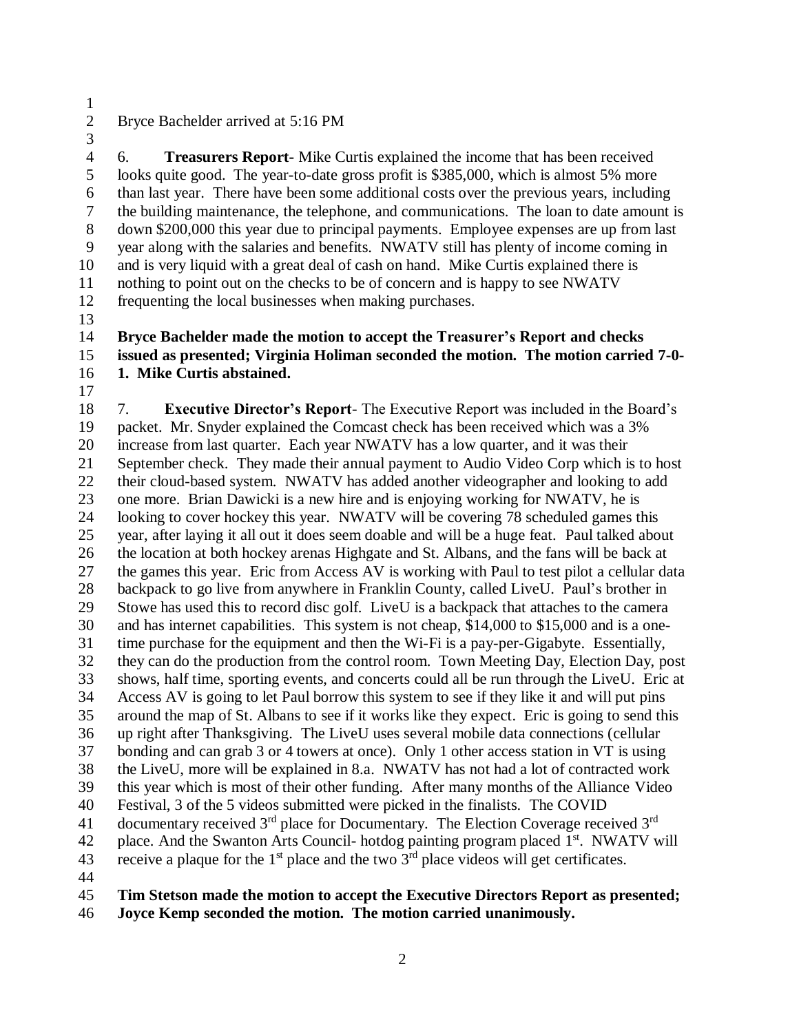Bryce Bachelder arrived at 5:16 PM

6. **Treasurers Report-** Mike Curtis explained the income that has been received looks quite good. The year-to-date gross profit is $385,000, which is almost 5% more than last year. There have been some additional costs over the previous years, including the building maintenance, the telephone, and communications. The loan to date amount is down $200,000 this year due to principal payments. Employee expenses are up from last year along with the salaries and benefits. NWATV still has plenty of income coming in and is very liquid with a great deal of cash on hand. Mike Curtis explained there is nothing to point out on the checks to be of concern and is happy to see NWATV frequenting the local businesses when making purchases.

**Bryce Bachelder made the motion to accept the Treasurer's Report and checks issued as presented; Virginia Holiman seconded the motion. The motion carried 7-0-1. Mike Curtis abstained.**

7. **Executive Director's Report**- The Executive Report was included in the Board's packet. Mr. Snyder explained the Comcast check has been received which was a 3% increase from last quarter. Each year NWATV has a low quarter, and it was their September check. They made their annual payment to Audio Video Corp which is to host their cloud-based system. NWATV has added another videographer and looking to add one more. Brian Dawicki is a new hire and is enjoying working for NWATV, he is looking to cover hockey this year. NWATV will be covering 78 scheduled games this year, after laying it all out it does seem doable and will be a huge feat. Paul talked about the location at both hockey arenas Highgate and St. Albans, and the fans will be back at the games this year. Eric from Access AV is working with Paul to test pilot a cellular data backpack to go live from anywhere in Franklin County, called LiveU. Paul's brother in Stowe has used this to record disc golf. LiveU is a backpack that attaches to the camera and has internet capabilities. This system is not cheap, $14,000 to $15,000 and is a one-time purchase for the equipment and then the Wi-Fi is a pay-per-Gigabyte. Essentially, they can do the production from the control room. Town Meeting Day, Election Day, post shows, half time, sporting events, and concerts could all be run through the LiveU. Eric at Access AV is going to let Paul borrow this system to see if they like it and will put pins around the map of St. Albans to see if it works like they expect. Eric is going to send this up right after Thanksgiving. The LiveU uses several mobile data connections (cellular bonding and can grab 3 or 4 towers at once). Only 1 other access station in VT is using the LiveU, more will be explained in 8.a. NWATV has not had a lot of contracted work this year which is most of their other funding. After many months of the Alliance Video Festival, 3 of the 5 videos submitted were picked in the finalists. The COVID documentary received 3rd place for Documentary. The Election Coverage received 3rd place. And the Swanton Arts Council- hotdog painting program placed 1st. NWATV will receive a plaque for the 1st place and the two 3rd place videos will get certificates.

**Tim Stetson made the motion to accept the Executive Directors Report as presented; Joyce Kemp seconded the motion. The motion carried unanimously.**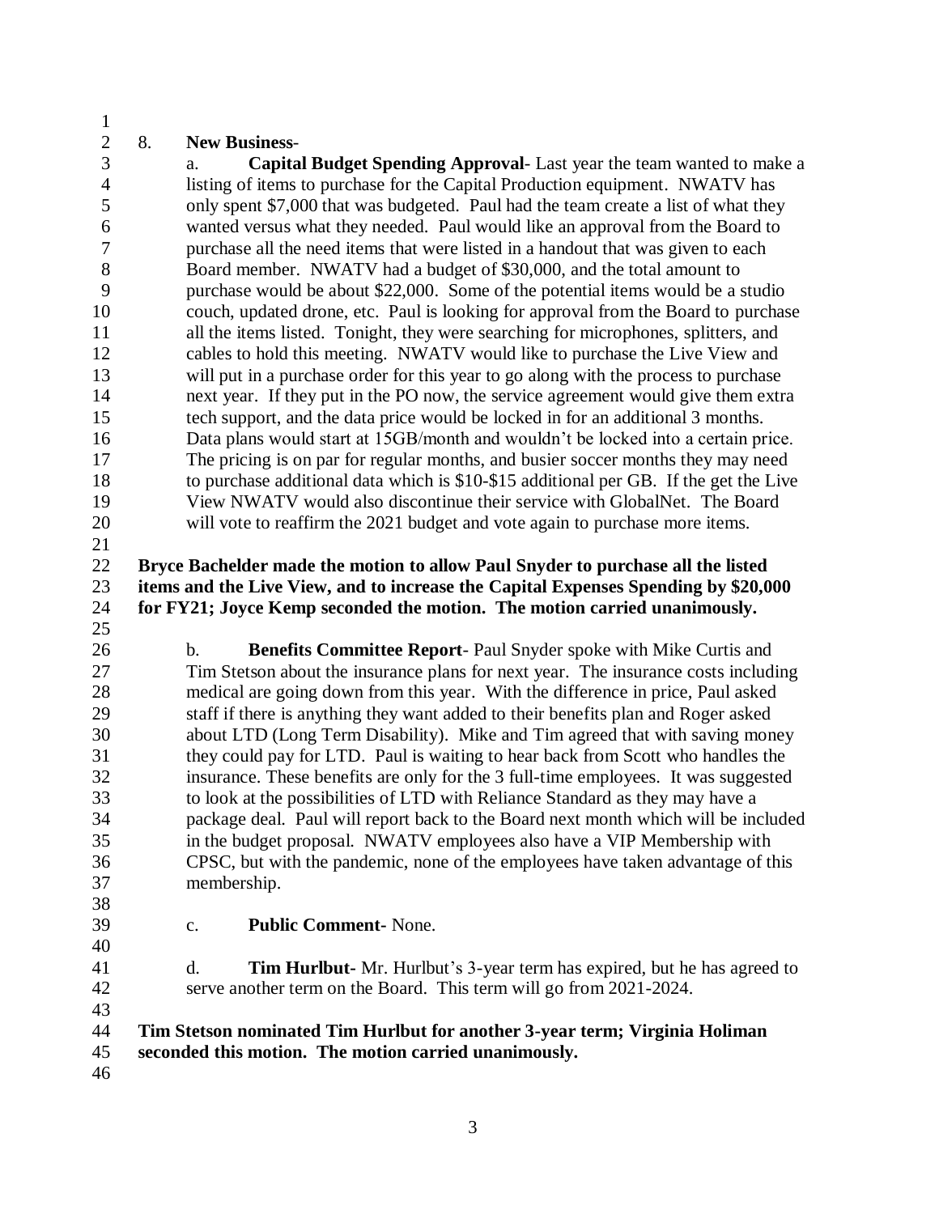8. **New Business**-

a. **Capital Budget Spending Approval**- Last year the team wanted to make a listing of items to purchase for the Capital Production equipment. NWATV has only spent $7,000 that was budgeted. Paul had the team create a list of what they wanted versus what they needed. Paul would like an approval from the Board to purchase all the need items that were listed in a handout that was given to each Board member. NWATV had a budget of $30,000, and the total amount to purchase would be about $22,000. Some of the potential items would be a studio couch, updated drone, etc. Paul is looking for approval from the Board to purchase all the items listed. Tonight, they were searching for microphones, splitters, and cables to hold this meeting. NWATV would like to purchase the Live View and will put in a purchase order for this year to go along with the process to purchase next year. If they put in the PO now, the service agreement would give them extra tech support, and the data price would be locked in for an additional 3 months. Data plans would start at 15GB/month and wouldn't be locked into a certain price. The pricing is on par for regular months, and busier soccer months they may need to purchase additional data which is $10-$15 additional per GB. If the get the Live View NWATV would also discontinue their service with GlobalNet. The Board will vote to reaffirm the 2021 budget and vote again to purchase more items.

**Bryce Bachelder made the motion to allow Paul Snyder to purchase all the listed items and the Live View, and to increase the Capital Expenses Spending by $20,000 for FY21; Joyce Kemp seconded the motion. The motion carried unanimously.**

b. **Benefits Committee Report**- Paul Snyder spoke with Mike Curtis and Tim Stetson about the insurance plans for next year. The insurance costs including medical are going down from this year. With the difference in price, Paul asked staff if there is anything they want added to their benefits plan and Roger asked about LTD (Long Term Disability). Mike and Tim agreed that with saving money they could pay for LTD. Paul is waiting to hear back from Scott who handles the insurance. These benefits are only for the 3 full-time employees. It was suggested to look at the possibilities of LTD with Reliance Standard as they may have a package deal. Paul will report back to the Board next month which will be included in the budget proposal. NWATV employees also have a VIP Membership with CPSC, but with the pandemic, none of the employees have taken advantage of this membership.

c. **Public Comment**- None.

d. **Tim Hurlbut**- Mr. Hurlbut's 3-year term has expired, but he has agreed to serve another term on the Board. This term will go from 2021-2024.

**Tim Stetson nominated Tim Hurlbut for another 3-year term; Virginia Holiman seconded this motion. The motion carried unanimously.**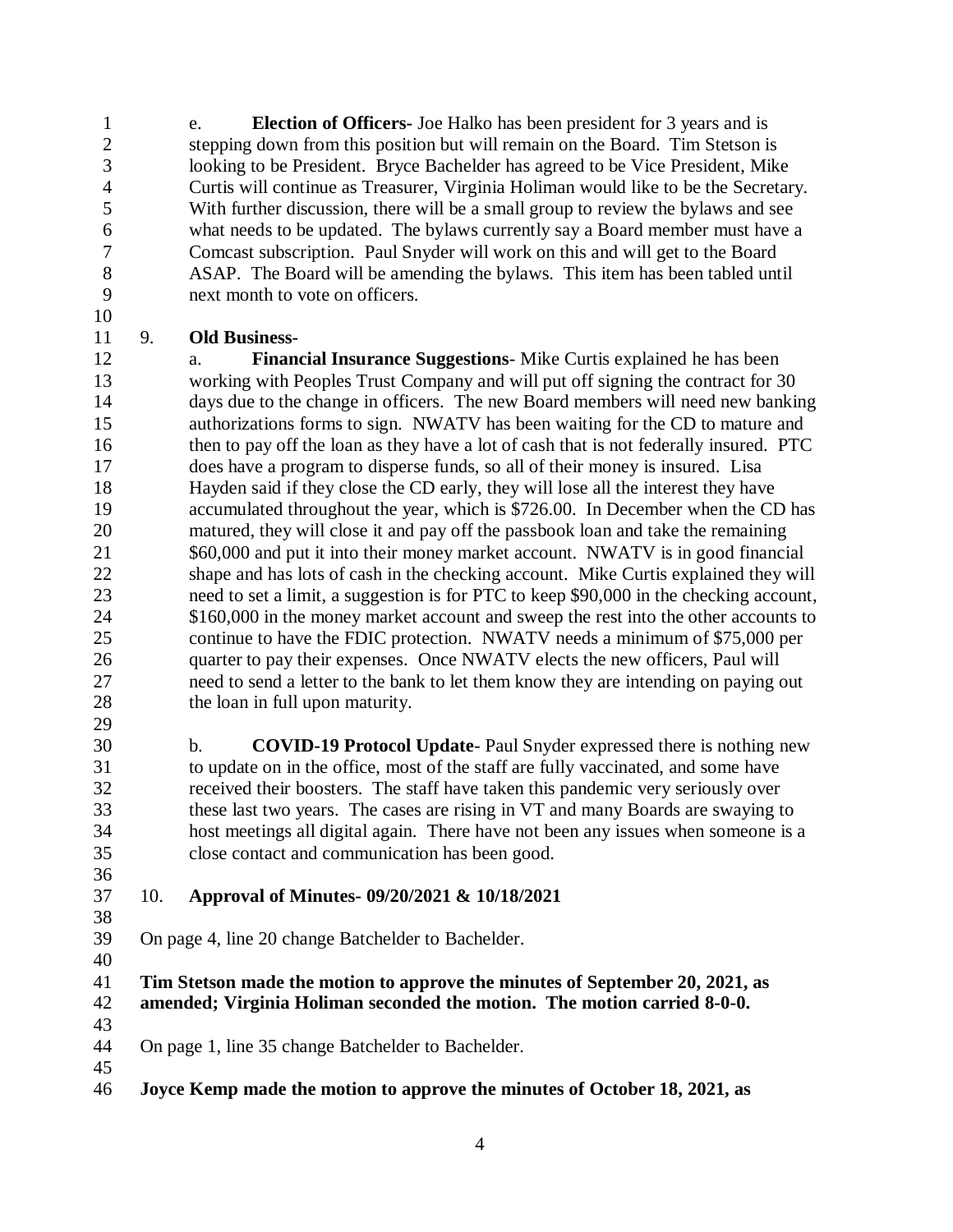e. **Election of Officers-** Joe Halko has been president for 3 years and is stepping down from this position but will remain on the Board. Tim Stetson is looking to be President. Bryce Bachelder has agreed to be Vice President, Mike Curtis will continue as Treasurer, Virginia Holiman would like to be the Secretary. With further discussion, there will be a small group to review the bylaws and see what needs to be updated. The bylaws currently say a Board member must have a Comcast subscription. Paul Snyder will work on this and will get to the Board ASAP. The Board will be amending the bylaws. This item has been tabled until next month to vote on officers.

9. **Old Business-**

a. **Financial Insurance Suggestions**- Mike Curtis explained he has been working with Peoples Trust Company and will put off signing the contract for 30 days due to the change in officers. The new Board members will need new banking authorizations forms to sign. NWATV has been waiting for the CD to mature and then to pay off the loan as they have a lot of cash that is not federally insured. PTC does have a program to disperse funds, so all of their money is insured. Lisa Hayden said if they close the CD early, they will lose all the interest they have accumulated throughout the year, which is $726.00. In December when the CD has matured, they will close it and pay off the passbook loan and take the remaining $60,000 and put it into their money market account. NWATV is in good financial shape and has lots of cash in the checking account. Mike Curtis explained they will need to set a limit, a suggestion is for PTC to keep $90,000 in the checking account, $160,000 in the money market account and sweep the rest into the other accounts to continue to have the FDIC protection. NWATV needs a minimum of $75,000 per quarter to pay their expenses. Once NWATV elects the new officers, Paul will need to send a letter to the bank to let them know they are intending on paying out the loan in full upon maturity.

b. **COVID-19 Protocol Update**- Paul Snyder expressed there is nothing new to update on in the office, most of the staff are fully vaccinated, and some have received their boosters. The staff have taken this pandemic very seriously over these last two years. The cases are rising in VT and many Boards are swaying to host meetings all digital again. There have not been any issues when someone is a close contact and communication has been good.

10. **Approval of Minutes- 09/20/2021 & 10/18/2021**

On page 4, line 20 change Batchelder to Bachelder.

**Tim Stetson made the motion to approve the minutes of September 20, 2021, as amended; Virginia Holiman seconded the motion. The motion carried 8-0-0.**

On page 1, line 35 change Batchelder to Bachelder.

**Joyce Kemp made the motion to approve the minutes of October 18, 2021, as**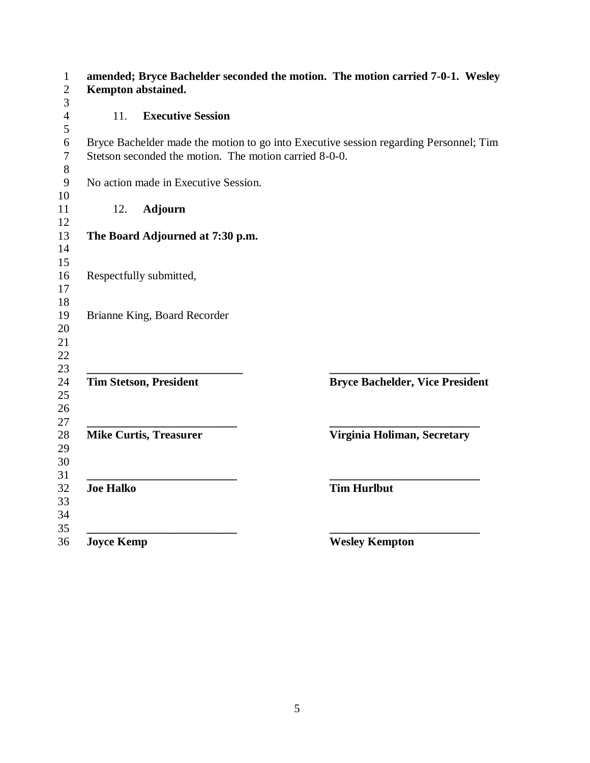**amended; Bryce Bachelder seconded the motion. The motion carried 7-0-1. Wesley Kempton abstained.**

11. **Executive Session**

Bryce Bachelder made the motion to go into Executive session regarding Personnel; Tim Stetson seconded the motion. The motion carried 8-0-0.

No action made in Executive Session.

12. **Adjourn**

**The Board Adjourned at 7:30 p.m.**

Respectfully submitted,

Brianne King, Board Recorder

| | |
|---|---|
| **___________________________** | **___________________________** |
| **Tim Stetson, President** | **Bryce Bachelder, Vice President** |
| **___________________________** | **___________________________** |
| **Mike Curtis, Treasurer** | **Virginia Holiman, Secretary** |
| **___________________________** | **___________________________** |
| **Joe Halko** | **Tim Hurlbut** |
| **___________________________** | **___________________________** |
| **Joyce Kemp** | **Wesley Kempton** |